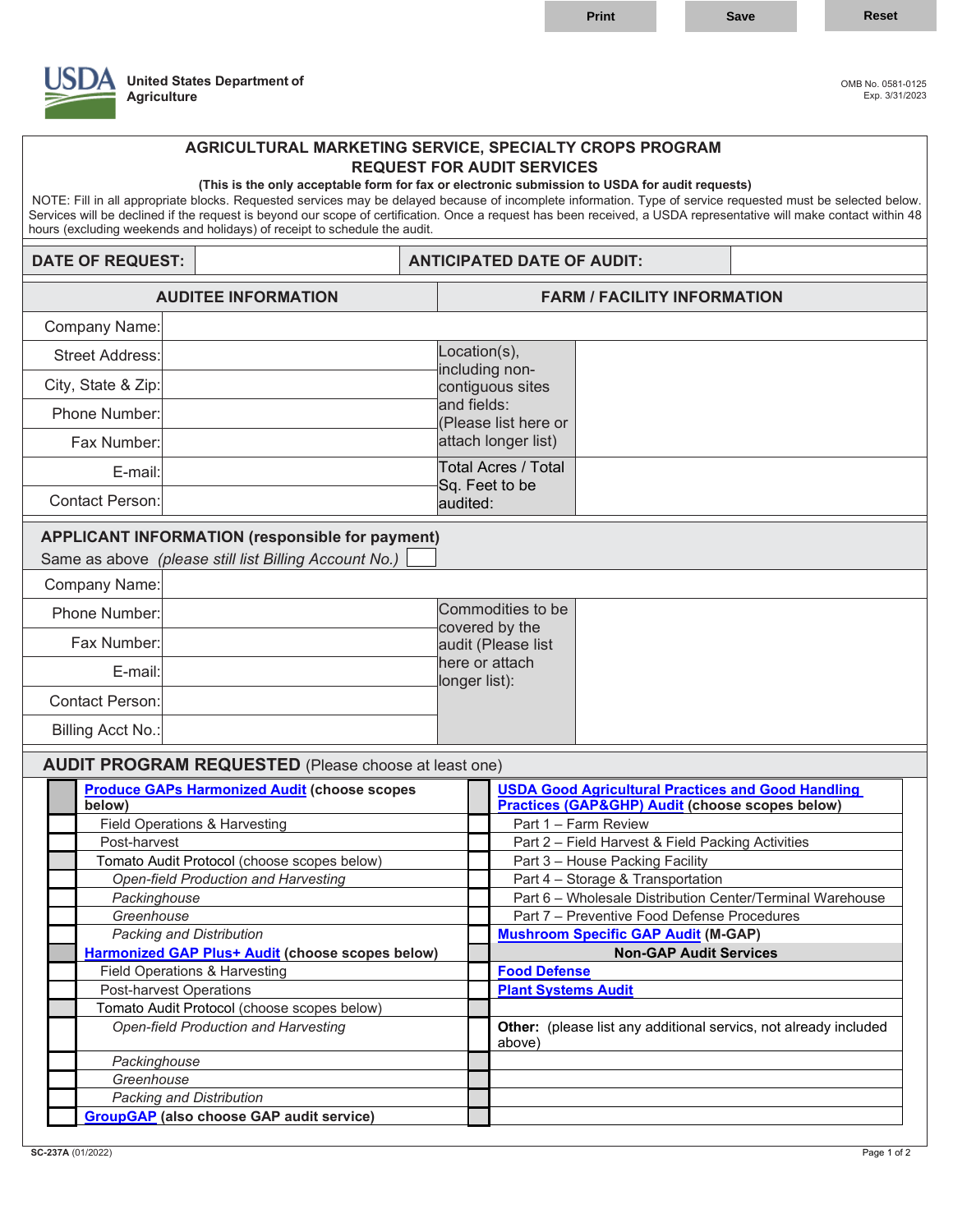United States Department of Agriculture

OMB No. 0581-0125
Exp. 3/31/2023

# AGRICULTURAL MARKETING SERVICE, SPECIALTY CROPS PROGRAM

## REQUEST FOR AUDIT SERVICES

**(This is the only acceptable form for fax or electronic submission to USDA for audit requests)**

NOTE: Fill in all appropriate blocks. Requested services may be delayed because of incomplete information. Type of service requested must be selected below. Services will be declined if the request is beyond our scope of certification. Once a request has been received, a USDA representative will make contact within 48 hours (excluding weekends and holidays) of receipt to schedule the audit.

| DATE OF REQUEST: | | ANTICIPATED DATE OF AUDIT: | |
|---|---|---|---|

| AUDITEE INFORMATION | | FARM / FACILITY INFORMATION | |
|---|---|---|---|
| Company Name: | | | |
| Street Address: | | Location(s), including non-contiguous sites and fields: (Please list here or attach longer list) | |
| City, State & Zip: | | | |
| Phone Number: | | | |
| Fax Number: | | | |
| E-mail: | | Total Acres / Total Sq. Feet to be audited: | |
| Contact Person: | | | |

**APPLICANT INFORMATION (responsible for payment)**

Same as above *(please still list Billing Account No.)* ☐

| | | | |
|---|---|---|---|
| Company Name: | | | |
| Phone Number: | | Commodities to be covered by the audit (Please list here or attach longer list): | |
| Fax Number: | | | |
| E-mail: | | | |
| Contact Person: | | | |
| Billing Acct No.: | | | |

**AUDIT PROGRAM REQUESTED** (Please choose at least one)

| | | | |
|---|---|---|---|
| ☐ | **Produce GAPs Harmonized Audit (choose scopes below)** | ☐ | **USDA Good Agricultural Practices and Good Handling Practices (GAP&GHP) Audit (choose scopes below)** |
| ☐ | Field Operations & Harvesting | ☐ | Part 1 – Farm Review |
| ☐ | Post-harvest | ☐ | Part 2 – Field Harvest & Field Packing Activities |
| ☐ | Tomato Audit Protocol (choose scopes below) | ☐ | Part 3 – House Packing Facility |
| ☐ | *Open-field Production and Harvesting* | ☐ | Part 4 – Storage & Transportation |
| ☐ | *Packinghouse* | ☐ | Part 6 – Wholesale Distribution Center/Terminal Warehouse |
| ☐ | *Greenhouse* | ☐ | Part 7 – Preventive Food Defense Procedures |
| ☐ | *Packing and Distribution* | ☐ | **Mushroom Specific GAP Audit (M-GAP)** |
| ☐ | **Harmonized GAP Plus+ Audit (choose scopes below)** | | **Non-GAP Audit Services** |
| ☐ | Field Operations & Harvesting | ☐ | **Food Defense** |
| ☐ | Post-harvest Operations | ☐ | **Plant Systems Audit** |
| ☐ | Tomato Audit Protocol (choose scopes below) | ☐ | |
| ☐ | *Open-field Production and Harvesting* | ☐ | **Other:** (please list any additional services, not already included above) |
| ☐ | *Packinghouse* | ☐ | |
| ☐ | *Greenhouse* | ☐ | |
| ☐ | *Packing and Distribution* | ☐ | |
| ☐ | **GroupGAP (also choose GAP audit service)** | ☐ | |

SC-237A (01/2022)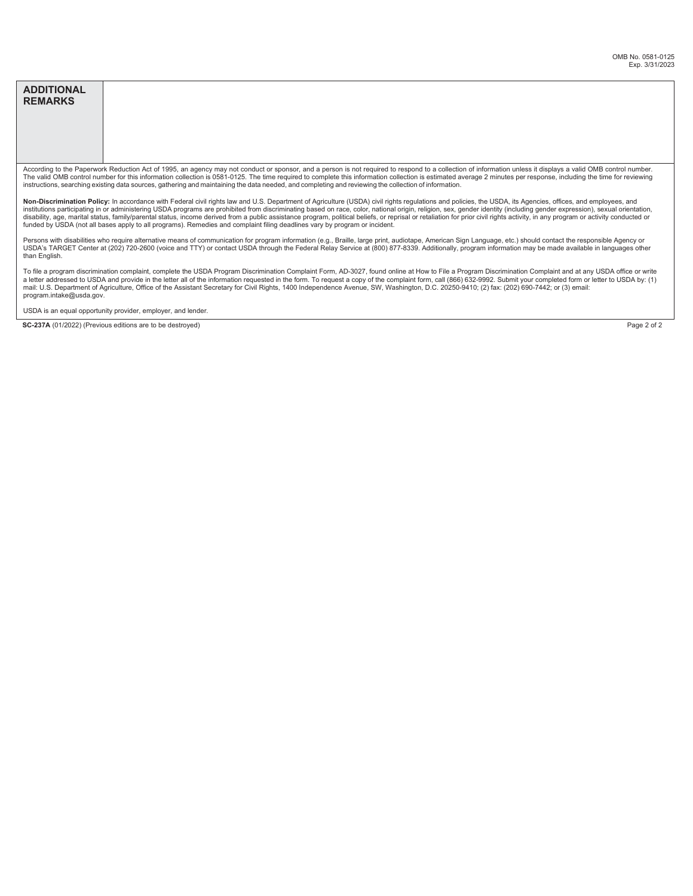OMB No. 0581-0125
Exp. 3/31/2023

| | |
|---|---|
| **ADDITIONAL REMARKS** | |

According to the Paperwork Reduction Act of 1995, an agency may not conduct or sponsor, and a person is not required to respond to a collection of information unless it displays a valid OMB control number. The valid OMB control number for this information collection is 0581-0125. The time required to complete this information collection is estimated average 2 minutes per response, including the time for reviewing instructions, searching existing data sources, gathering and maintaining the data needed, and completing and reviewing the collection of information.

**Non-Discrimination Policy:** In accordance with Federal civil rights law and U.S. Department of Agriculture (USDA) civil rights regulations and policies, the USDA, its Agencies, offices, and employees, and institutions participating in or administering USDA programs are prohibited from discriminating based on race, color, national origin, religion, sex, gender identity (including gender expression), sexual orientation, disability, age, marital status, family/parental status, income derived from a public assistance program, political beliefs, or reprisal or retaliation for prior civil rights activity, in any program or activity conducted or funded by USDA (not all bases apply to all programs). Remedies and complaint filing deadlines vary by program or incident.

Persons with disabilities who require alternative means of communication for program information (e.g., Braille, large print, audiotape, American Sign Language, etc.) should contact the responsible Agency or USDA's TARGET Center at (202) 720-2600 (voice and TTY) or contact USDA through the Federal Relay Service at (800) 877-8339. Additionally, program information may be made available in languages other than English.

To file a program discrimination complaint, complete the USDA Program Discrimination Complaint Form, AD-3027, found online at How to File a Program Discrimination Complaint and at any USDA office or write a letter addressed to USDA and provide in the letter all of the information requested in the form. To request a copy of the complaint form, call (866) 632-9992. Submit your completed form or letter to USDA by: (1) mail: U.S. Department of Agriculture, Office of the Assistant Secretary for Civil Rights, 1400 Independence Avenue, SW, Washington, D.C. 20250-9410; (2) fax: (202) 690-7442; or (3) email: program.intake@usda.gov.

USDA is an equal opportunity provider, employer, and lender.

**SC-237A** (01/2022) (Previous editions are to be destroyed)